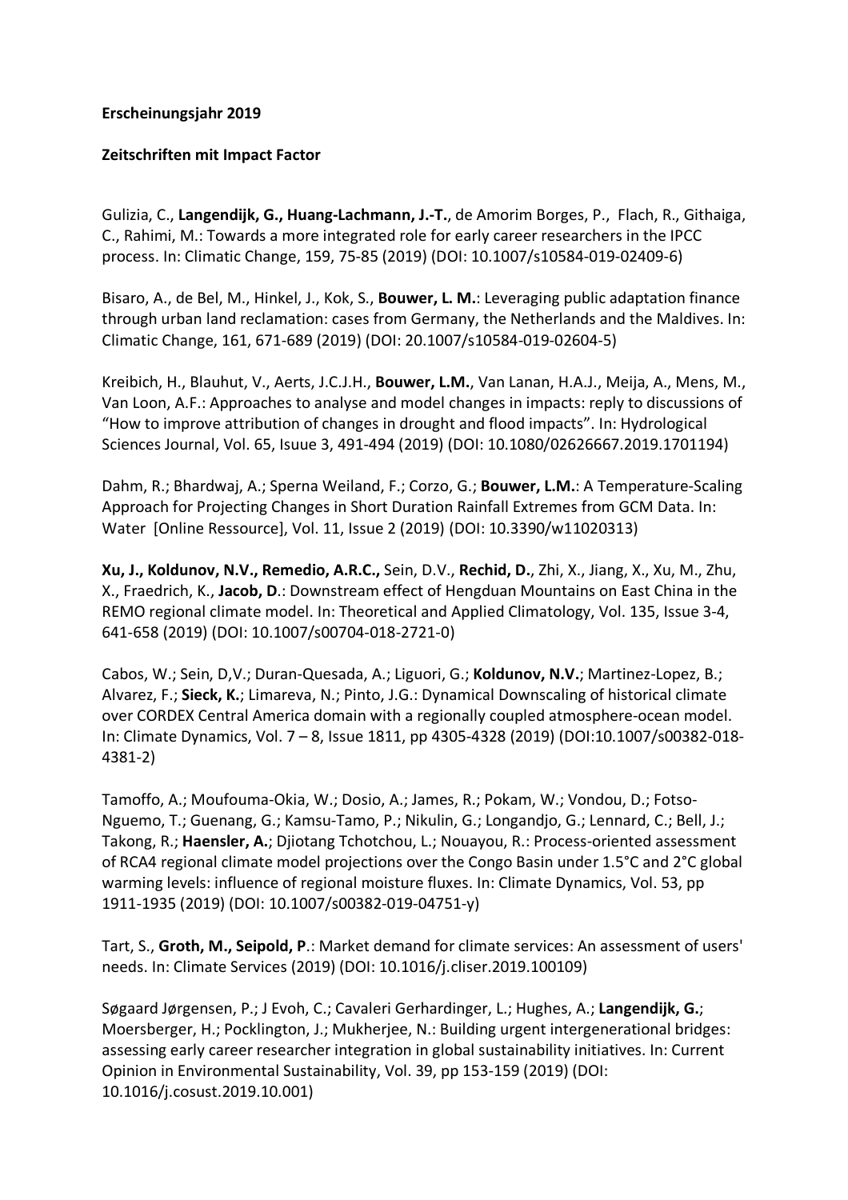**Erscheinungsjahr 2019**

**Zeitschriften mit Impact Factor**

Gulizia, C., **Langendijk, G., Huang-Lachmann, J.-T.**, de Amorim Borges, P., Flach, R., Githaiga, C., Rahimi, M.: Towards a more integrated role for early career researchers in the IPCC process. In: Climatic Change, 159, 75-85 (2019) (DOI: 10.1007/s10584-019-02409-6)

Bisaro, A., de Bel, M., Hinkel, J., Kok, S., **Bouwer, L. M.**: Leveraging public adaptation finance through urban land reclamation: cases from Germany, the Netherlands and the Maldives. In: Climatic Change, 161, 671-689 (2019) (DOI: 20.1007/s10584-019-02604-5)

Kreibich, H., Blauhut, V., Aerts, J.C.J.H., **Bouwer, L.M.**, Van Lanan, H.A.J., Meija, A., Mens, M., Van Loon, A.F.: Approaches to analyse and model changes in impacts: reply to discussions of "How to improve attribution of changes in drought and flood impacts". In: Hydrological Sciences Journal, Vol. 65, Isuue 3, 491-494 (2019) (DOI: 10.1080/02626667.2019.1701194)

Dahm, R.; Bhardwaj, A.; Sperna Weiland, F.; Corzo, G.; **Bouwer, L.M.**: A Temperature-Scaling Approach for Projecting Changes in Short Duration Rainfall Extremes from GCM Data. In: Water [Online Ressource], Vol. 11, Issue 2 (2019) (DOI: 10.3390/w11020313)

**Xu, J., Koldunov, N.V., Remedio, A.R.C.,** Sein, D.V., **Rechid, D.**, Zhi, X., Jiang, X., Xu, M., Zhu, X., Fraedrich, K., **Jacob, D**.: Downstream effect of Hengduan Mountains on East China in the REMO regional climate model. In: Theoretical and Applied Climatology, Vol. 135, Issue 3-4, 641-658 (2019) (DOI: 10.1007/s00704-018-2721-0)

Cabos, W.; Sein, D,V.; Duran-Quesada, A.; Liguori, G.; **Koldunov, N.V.**; Martinez-Lopez, B.; Alvarez, F.; **Sieck, K.**; Limareva, N.; Pinto, J.G.: Dynamical Downscaling of historical climate over CORDEX Central America domain with a regionally coupled atmosphere-ocean model. In: Climate Dynamics, Vol. 7 – 8, Issue 1811, pp 4305-4328 (2019) (DOI:10.1007/s00382-018-4381-2)

Tamoffo, A.; Moufouma-Okia, W.; Dosio, A.; James, R.; Pokam, W.; Vondou, D.; Fotso-Nguemo, T.; Guenang, G.; Kamsu-Tamo, P.; Nikulin, G.; Longandjo, G.; Lennard, C.; Bell, J.; Takong, R.; **Haensler, A.**; Djiotang Tchotchou, L.; Nouayou, R.: Process-oriented assessment of RCA4 regional climate model projections over the Congo Basin under 1.5°C and 2°C global warming levels: influence of regional moisture fluxes. In: Climate Dynamics, Vol. 53, pp 1911-1935 (2019) (DOI: 10.1007/s00382-019-04751-y)

Tart, S., **Groth, M., Seipold, P**.: Market demand for climate services: An assessment of users' needs. In: Climate Services (2019) (DOI: 10.1016/j.cliser.2019.100109)

Søgaard Jørgensen, P.; J Evoh, C.; Cavaleri Gerhardinger, L.; Hughes, A.; **Langendijk, G.**; Moersberger, H.; Pocklington, J.; Mukherjee, N.: Building urgent intergenerational bridges: assessing early career researcher integration in global sustainability initiatives. In: Current Opinion in Environmental Sustainability, Vol. 39, pp 153-159 (2019) (DOI: 10.1016/j.cosust.2019.10.001)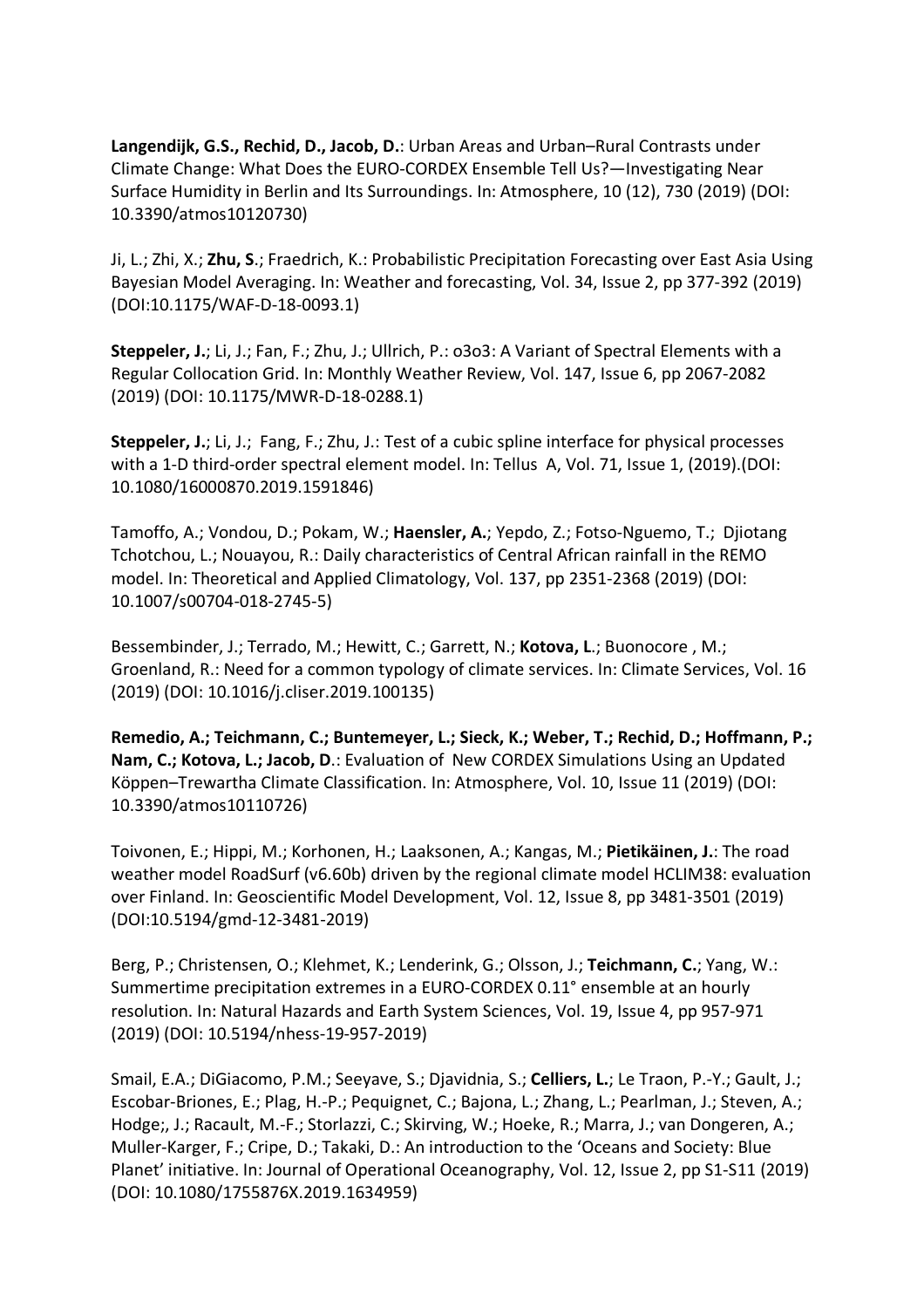**Langendijk, G.S., Rechid, D., Jacob, D.**: Urban Areas and Urban–Rural Contrasts under Climate Change: What Does the EURO-CORDEX Ensemble Tell Us?—Investigating Near Surface Humidity in Berlin and Its Surroundings. In: Atmosphere, 10 (12), 730 (2019) (DOI: 10.3390/atmos10120730)

Ji, L.; Zhi, X.; **Zhu, S**.; Fraedrich, K.: Probabilistic Precipitation Forecasting over East Asia Using Bayesian Model Averaging. In: Weather and forecasting, Vol. 34, Issue 2, pp 377-392 (2019) (DOI:10.1175/WAF-D-18-0093.1)

**Steppeler, J.**; Li, J.; Fan, F.; Zhu, J.; Ullrich, P.: o3o3: A Variant of Spectral Elements with a Regular Collocation Grid. In: Monthly Weather Review, Vol. 147, Issue 6, pp 2067-2082 (2019) (DOI: 10.1175/MWR-D-18-0288.1)

**Steppeler, J.**; Li, J.; Fang, F.; Zhu, J.: Test of a cubic spline interface for physical processes with a 1-D third-order spectral element model. In: Tellus A, Vol. 71, Issue 1, (2019).(DOI: 10.1080/16000870.2019.1591846)

Tamoffo, A.; Vondou, D.; Pokam, W.; **Haensler, A.**; Yepdo, Z.; Fotso-Nguemo, T.; Djiotang Tchotchou, L.; Nouayou, R.: Daily characteristics of Central African rainfall in the REMO model. In: Theoretical and Applied Climatology, Vol. 137, pp 2351-2368 (2019) (DOI: 10.1007/s00704-018-2745-5)

Bessembinder, J.; Terrado, M.; Hewitt, C.; Garrett, N.; **Kotova, L**.; Buonocore , M.; Groenland, R.: Need for a common typology of climate services. In: Climate Services, Vol. 16 (2019) (DOI: 10.1016/j.cliser.2019.100135)

**Remedio, A.; Teichmann, C.; Buntemeyer, L.; Sieck, K.; Weber, T.; Rechid, D.; Hoffmann, P.; Nam, C.; Kotova, L.; Jacob, D**.: Evaluation of New CORDEX Simulations Using an Updated Köppen–Trewartha Climate Classification. In: Atmosphere, Vol. 10, Issue 11 (2019) (DOI: 10.3390/atmos10110726)

Toivonen, E.; Hippi, M.; Korhonen, H.; Laaksonen, A.; Kangas, M.; **Pietikäinen, J.**: The road weather model RoadSurf (v6.60b) driven by the regional climate model HCLIM38: evaluation over Finland. In: Geoscientific Model Development, Vol. 12, Issue 8, pp 3481-3501 (2019) (DOI:10.5194/gmd-12-3481-2019)

Berg, P.; Christensen, O.; Klehmet, K.; Lenderink, G.; Olsson, J.; **Teichmann, C.**; Yang, W.: Summertime precipitation extremes in a EURO-CORDEX 0.11° ensemble at an hourly resolution. In: Natural Hazards and Earth System Sciences, Vol. 19, Issue 4, pp 957-971 (2019) (DOI: 10.5194/nhess-19-957-2019)

Smail, E.A.; DiGiacomo, P.M.; Seeyave, S.; Djavidnia, S.; **Celliers, L.**; Le Traon, P.-Y.; Gault, J.; Escobar-Briones, E.; Plag, H.-P.; Pequignet, C.; Bajona, L.; Zhang, L.; Pearlman, J.; Steven, A.; Hodge;, J.; Racault, M.-F.; Storlazzi, C.; Skirving, W.; Hoeke, R.; Marra, J.; van Dongeren, A.; Muller-Karger, F.; Cripe, D.; Takaki, D.: An introduction to the 'Oceans and Society: Blue Planet' initiative. In: Journal of Operational Oceanography, Vol. 12, Issue 2, pp S1-S11 (2019) (DOI: 10.1080/1755876X.2019.1634959)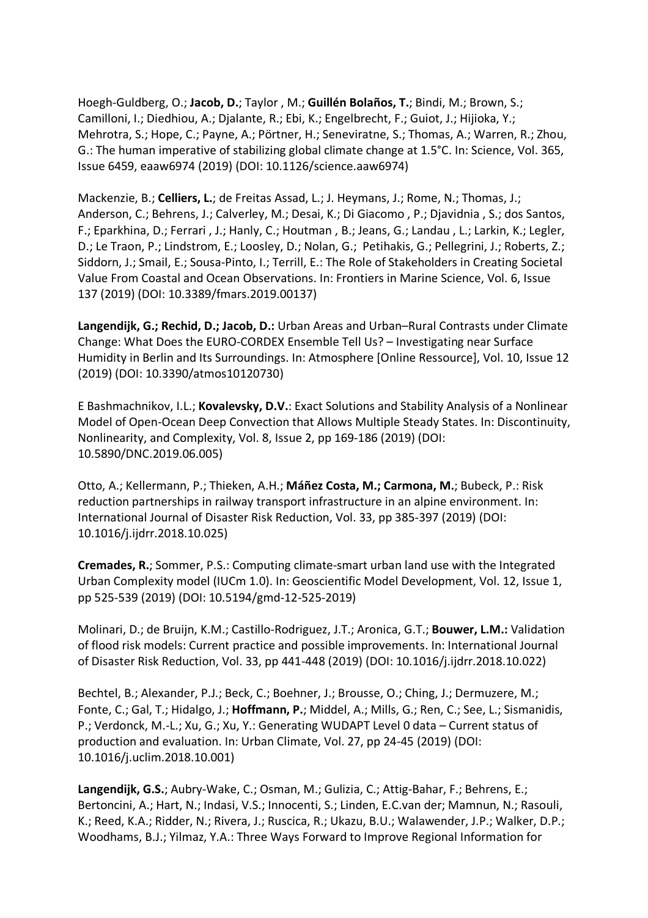Hoegh-Guldberg, O.; **Jacob, D.**; Taylor , M.; **Guillén Bolaños, T.**; Bindi, M.; Brown, S.; Camilloni, I.; Diedhiou, A.; Djalante, R.; Ebi, K.; Engelbrecht, F.; Guiot, J.; Hijioka, Y.; Mehrotra, S.; Hope, C.; Payne, A.; Pörtner, H.; Seneviratne, S.; Thomas, A.; Warren, R.; Zhou, G.: The human imperative of stabilizing global climate change at 1.5°C. In: Science, Vol. 365, Issue 6459, eaaw6974 (2019) (DOI: 10.1126/science.aaw6974)

Mackenzie, B.; **Celliers, L.**; de Freitas Assad, L.; J. Heymans, J.; Rome, N.; Thomas, J.; Anderson, C.; Behrens, J.; Calverley, M.; Desai, K.; Di Giacomo , P.; Djavidnia , S.; dos Santos, F.; Eparkhina, D.; Ferrari , J.; Hanly, C.; Houtman , B.; Jeans, G.; Landau , L.; Larkin, K.; Legler, D.; Le Traon, P.; Lindstrom, E.; Loosley, D.; Nolan, G.; Petihakis, G.; Pellegrini, J.; Roberts, Z.; Siddorn, J.; Smail, E.; Sousa-Pinto, I.; Terrill, E.: The Role of Stakeholders in Creating Societal Value From Coastal and Ocean Observations. In: Frontiers in Marine Science, Vol. 6, Issue 137 (2019) (DOI: 10.3389/fmars.2019.00137)

**Langendijk, G.; Rechid, D.; Jacob, D.:** Urban Areas and Urban–Rural Contrasts under Climate Change: What Does the EURO-CORDEX Ensemble Tell Us? – Investigating near Surface Humidity in Berlin and Its Surroundings. In: Atmosphere [Online Ressource], Vol. 10, Issue 12 (2019) (DOI: 10.3390/atmos10120730)

E Bashmachnikov, I.L.; **Kovalevsky, D.V.**: Exact Solutions and Stability Analysis of a Nonlinear Model of Open-Ocean Deep Convection that Allows Multiple Steady States. In: Discontinuity, Nonlinearity, and Complexity, Vol. 8, Issue 2, pp 169-186 (2019) (DOI: 10.5890/DNC.2019.06.005)

Otto, A.; Kellermann, P.; Thieken, A.H.; **Máñez Costa, M.; Carmona, M.**; Bubeck, P.: Risk reduction partnerships in railway transport infrastructure in an alpine environment. In: International Journal of Disaster Risk Reduction, Vol. 33, pp 385-397 (2019) (DOI: 10.1016/j.ijdrr.2018.10.025)

**Cremades, R.**; Sommer, P.S.: Computing climate-smart urban land use with the Integrated Urban Complexity model (IUCm 1.0). In: Geoscientific Model Development, Vol. 12, Issue 1, pp 525-539 (2019) (DOI: 10.5194/gmd-12-525-2019)

Molinari, D.; de Bruijn, K.M.; Castillo-Rodriguez, J.T.; Aronica, G.T.; **Bouwer, L.M.:** Validation of flood risk models: Current practice and possible improvements. In: International Journal of Disaster Risk Reduction, Vol. 33, pp 441-448 (2019) (DOI: 10.1016/j.ijdrr.2018.10.022)

Bechtel, B.; Alexander, P.J.; Beck, C.; Boehner, J.; Brousse, O.; Ching, J.; Dermuzere, M.; Fonte, C.; Gal, T.; Hidalgo, J.; **Hoffmann, P.**; Middel, A.; Mills, G.; Ren, C.; See, L.; Sismanidis, P.; Verdonck, M.-L.; Xu, G.; Xu, Y.: Generating WUDAPT Level 0 data – Current status of production and evaluation. In: Urban Climate, Vol. 27, pp 24-45 (2019) (DOI: 10.1016/j.uclim.2018.10.001)

**Langendijk, G.S.**; Aubry-Wake, C.; Osman, M.; Gulizia, C.; Attig-Bahar, F.; Behrens, E.; Bertoncini, A.; Hart, N.; Indasi, V.S.; Innocenti, S.; Linden, E.C.van der; Mamnun, N.; Rasouli, K.; Reed, K.A.; Ridder, N.; Rivera, J.; Ruscica, R.; Ukazu, B.U.; Walawender, J.P.; Walker, D.P.; Woodhams, B.J.; Yilmaz, Y.A.: Three Ways Forward to Improve Regional Information for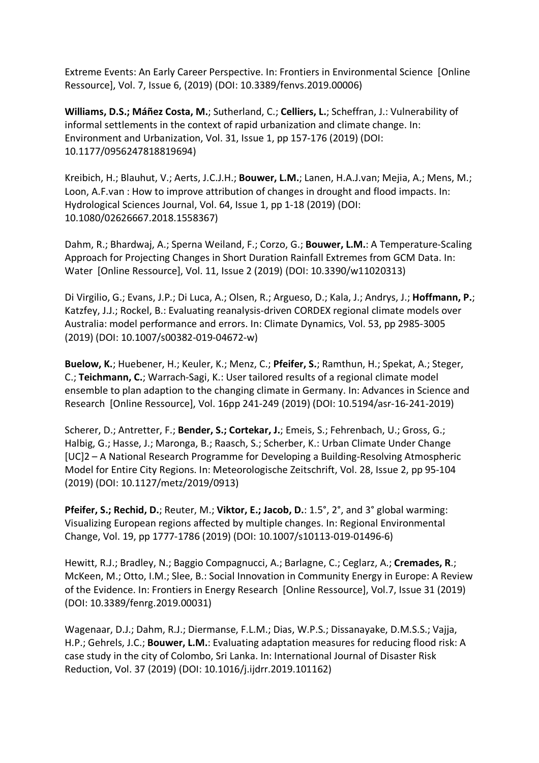Extreme Events: An Early Career Perspective. In: Frontiers in Environmental Science [Online Ressource], Vol. 7, Issue 6, (2019) (DOI: 10.3389/fenvs.2019.00006)

**Williams, D.S.; Máñez Costa, M.**; Sutherland, C.; **Celliers, L.**; Scheffran, J.: Vulnerability of informal settlements in the context of rapid urbanization and climate change. In: Environment and Urbanization, Vol. 31, Issue 1, pp 157-176 (2019) (DOI: 10.1177/0956247818819694)

Kreibich, H.; Blauhut, V.; Aerts, J.C.J.H.; **Bouwer, L.M.**; Lanen, H.A.J.van; Mejia, A.; Mens, M.; Loon, A.F.van : How to improve attribution of changes in drought and flood impacts. In: Hydrological Sciences Journal, Vol. 64, Issue 1, pp 1-18 (2019) (DOI: 10.1080/02626667.2018.1558367)

Dahm, R.; Bhardwaj, A.; Sperna Weiland, F.; Corzo, G.; **Bouwer, L.M.**: A Temperature-Scaling Approach for Projecting Changes in Short Duration Rainfall Extremes from GCM Data. In: Water [Online Ressource], Vol. 11, Issue 2 (2019) (DOI: 10.3390/w11020313)

Di Virgilio, G.; Evans, J.P.; Di Luca, A.; Olsen, R.; Argueso, D.; Kala, J.; Andrys, J.; **Hoffmann, P.**; Katzfey, J.J.; Rockel, B.: Evaluating reanalysis-driven CORDEX regional climate models over Australia: model performance and errors. In: Climate Dynamics, Vol. 53, pp 2985-3005 (2019) (DOI: 10.1007/s00382-019-04672-w)

**Buelow, K.**; Huebener, H.; Keuler, K.; Menz, C.; **Pfeifer, S.**; Ramthun, H.; Spekat, A.; Steger, C.; **Teichmann, C.**; Warrach-Sagi, K.: User tailored results of a regional climate model ensemble to plan adaption to the changing climate in Germany. In: Advances in Science and Research [Online Ressource], Vol. 16pp 241-249 (2019) (DOI: 10.5194/asr-16-241-2019)

Scherer, D.; Antretter, F.; **Bender, S.; Cortekar, J.**; Emeis, S.; Fehrenbach, U.; Gross, G.; Halbig, G.; Hasse, J.; Maronga, B.; Raasch, S.; Scherber, K.: Urban Climate Under Change [UC]2 – A National Research Programme for Developing a Building-Resolving Atmospheric Model for Entire City Regions. In: Meteorologische Zeitschrift, Vol. 28, Issue 2, pp 95-104 (2019) (DOI: 10.1127/metz/2019/0913)

**Pfeifer, S.; Rechid, D.**; Reuter, M.; **Viktor, E.; Jacob, D.**: 1.5°, 2°, and 3° global warming: Visualizing European regions affected by multiple changes. In: Regional Environmental Change, Vol. 19, pp 1777-1786 (2019) (DOI: 10.1007/s10113-019-01496-6)

Hewitt, R.J.; Bradley, N.; Baggio Compagnucci, A.; Barlagne, C.; Ceglarz, A.; **Cremades, R**.; McKeen, M.; Otto, I.M.; Slee, B.: Social Innovation in Community Energy in Europe: A Review of the Evidence. In: Frontiers in Energy Research [Online Ressource], Vol.7, Issue 31 (2019) (DOI: 10.3389/fenrg.2019.00031)

Wagenaar, D.J.; Dahm, R.J.; Diermanse, F.L.M.; Dias, W.P.S.; Dissanayake, D.M.S.S.; Vajja, H.P.; Gehrels, J.C.; **Bouwer, L.M.**: Evaluating adaptation measures for reducing flood risk: A case study in the city of Colombo, Sri Lanka. In: International Journal of Disaster Risk Reduction, Vol. 37 (2019) (DOI: 10.1016/j.ijdrr.2019.101162)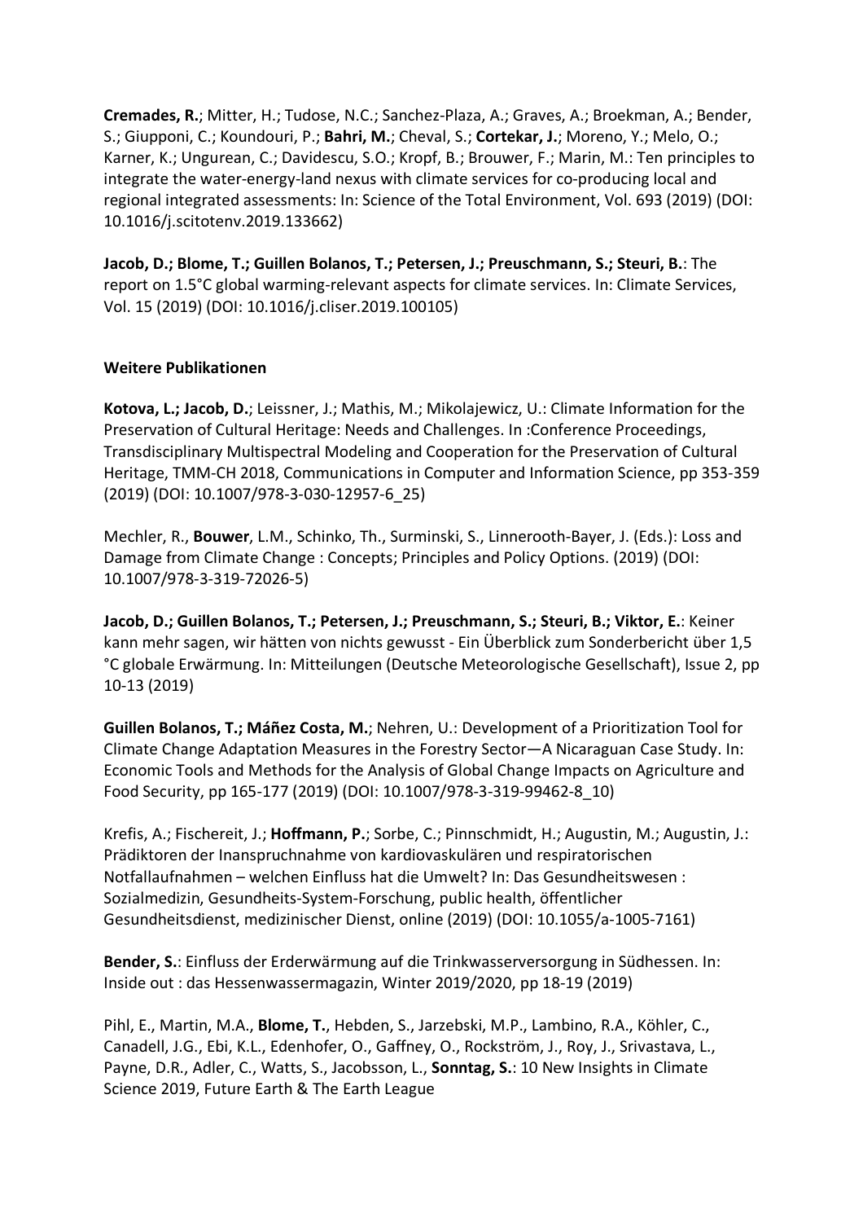**Cremades, R.**; Mitter, H.; Tudose, N.C.; Sanchez-Plaza, A.; Graves, A.; Broekman, A.; Bender, S.; Giupponi, C.; Koundouri, P.; **Bahri, M.**; Cheval, S.; **Cortekar, J.**; Moreno, Y.; Melo, O.; Karner, K.; Ungurean, C.; Davidescu, S.O.; Kropf, B.; Brouwer, F.; Marin, M.: Ten principles to integrate the water-energy-land nexus with climate services for co-producing local and regional integrated assessments: In: Science of the Total Environment, Vol. 693 (2019) (DOI: 10.1016/j.scitotenv.2019.133662)

**Jacob, D.; Blome, T.; Guillen Bolanos, T.; Petersen, J.; Preuschmann, S.; Steuri, B.**: The report on 1.5°C global warming-relevant aspects for climate services. In: Climate Services, Vol. 15 (2019) (DOI: 10.1016/j.cliser.2019.100105)

**Weitere Publikationen**

**Kotova, L.; Jacob, D.**; Leissner, J.; Mathis, M.; Mikolajewicz, U.: Climate Information for the Preservation of Cultural Heritage: Needs and Challenges. In :Conference Proceedings, Transdisciplinary Multispectral Modeling and Cooperation for the Preservation of Cultural Heritage, TMM-CH 2018, Communications in Computer and Information Science, pp 353-359 (2019) (DOI: 10.1007/978-3-030-12957-6_25)

Mechler, R., **Bouwer**, L.M., Schinko, Th., Surminski, S., Linnerooth-Bayer, J. (Eds.): Loss and Damage from Climate Change : Concepts; Principles and Policy Options. (2019) (DOI: 10.1007/978-3-319-72026-5)

**Jacob, D.; Guillen Bolanos, T.; Petersen, J.; Preuschmann, S.; Steuri, B.; Viktor, E.**: Keiner kann mehr sagen, wir hätten von nichts gewusst - Ein Überblick zum Sonderbericht über 1,5 °C globale Erwärmung. In: Mitteilungen (Deutsche Meteorologische Gesellschaft), Issue 2, pp 10-13 (2019)

**Guillen Bolanos, T.; Máñez Costa, M.**; Nehren, U.: Development of a Prioritization Tool for Climate Change Adaptation Measures in the Forestry Sector—A Nicaraguan Case Study. In: Economic Tools and Methods for the Analysis of Global Change Impacts on Agriculture and Food Security, pp 165-177 (2019) (DOI: 10.1007/978-3-319-99462-8_10)

Krefis, A.; Fischereit, J.; **Hoffmann, P.**; Sorbe, C.; Pinnschmidt, H.; Augustin, M.; Augustin, J.: Prädiktoren der Inanspruchnahme von kardiovaskulären und respiratorischen Notfallaufnahmen – welchen Einfluss hat die Umwelt? In: Das Gesundheitswesen : Sozialmedizin, Gesundheits-System-Forschung, public health, öffentlicher Gesundheitsdienst, medizinischer Dienst, online (2019) (DOI: 10.1055/a-1005-7161)

**Bender, S.**: Einfluss der Erderwärmung auf die Trinkwasserversorgung in Südhessen. In: Inside out : das Hessenwassermagazin, Winter 2019/2020, pp 18-19 (2019)

Pihl, E., Martin, M.A., **Blome, T.**, Hebden, S., Jarzebski, M.P., Lambino, R.A., Köhler, C., Canadell, J.G., Ebi, K.L., Edenhofer, O., Gaffney, O., Rockström, J., Roy, J., Srivastava, L., Payne, D.R., Adler, C., Watts, S., Jacobsson, L., **Sonntag, S.**: 10 New Insights in Climate Science 2019, Future Earth & The Earth League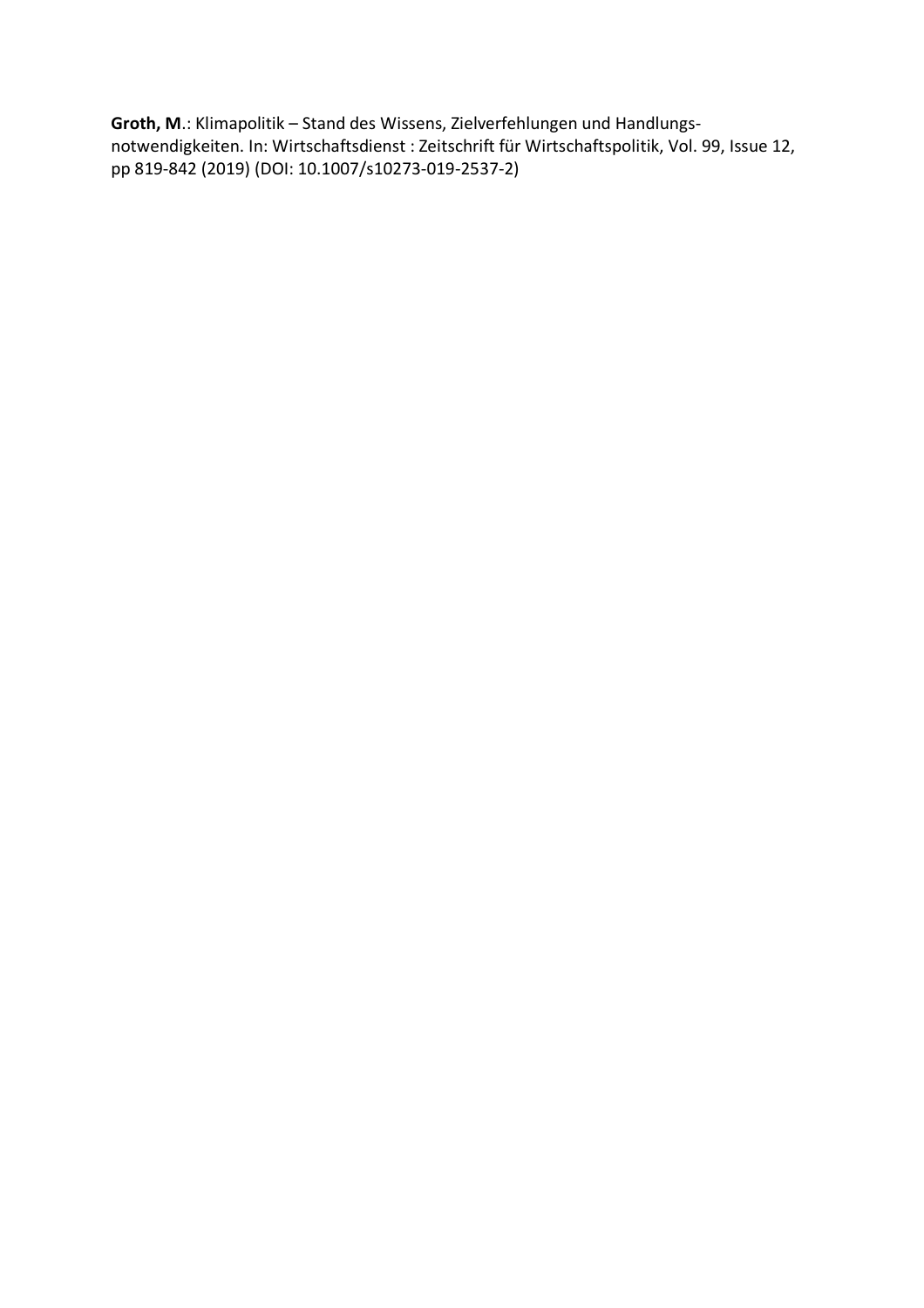**Groth, M**.: Klimapolitik – Stand des Wissens, Zielverfehlungen und Handlungs-notwendigkeiten. In: Wirtschaftsdienst : Zeitschrift für Wirtschaftspolitik, Vol. 99, Issue 12, pp 819-842 (2019) (DOI: 10.1007/s10273-019-2537-2)